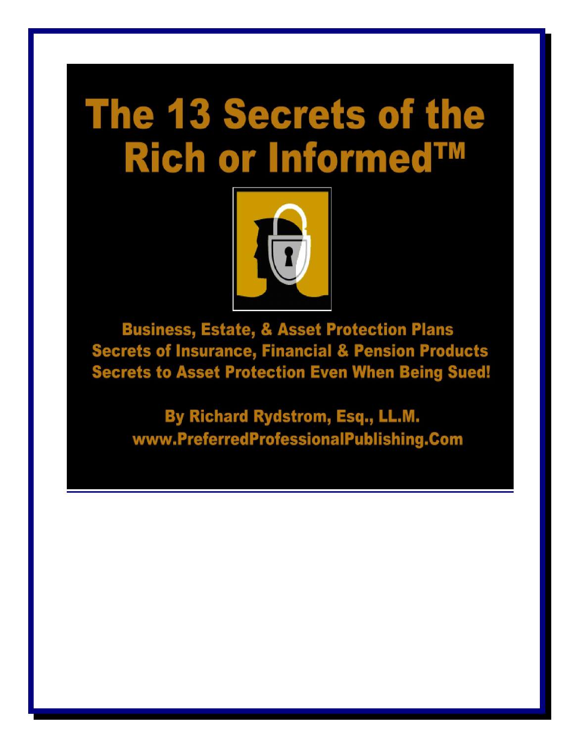# The 13 Secrets of the Rich or Informed™

**Business, Estate, & Asset Protection Plans**
**Secrets of Insurance, Financial & Pension Products**
**Secrets to Asset Protection Even When Being Sued!**

**By Richard Rydstrom, Esq., LL.M.**
**www.PreferredProfessionalPublishing.Com**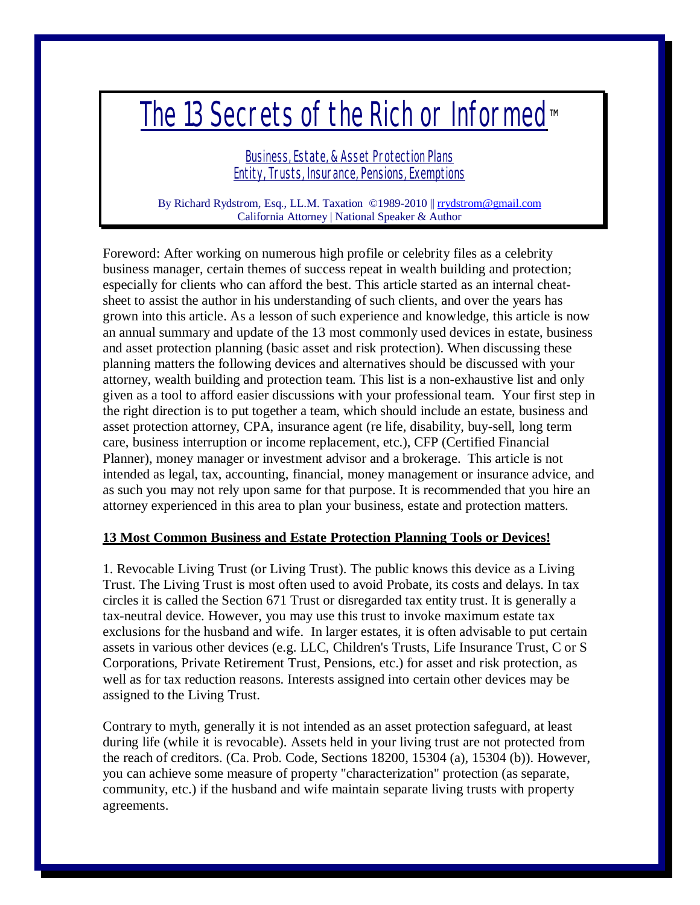# The 13 Secrets of the Rich or Informed™

### Business, Estate, & Asset Protection Plans
### Entity, Trusts, Insurance, Pensions, Exemptions

By Richard Rydstrom, Esq., LL.M. Taxation ©1989-2010 || rrydstrom@gmail.com
California Attorney | National Speaker & Author

Foreword: After working on numerous high profile or celebrity files as a celebrity business manager, certain themes of success repeat in wealth building and protection; especially for clients who can afford the best. This article started as an internal cheat-sheet to assist the author in his understanding of such clients, and over the years has grown into this article. As a lesson of such experience and knowledge, this article is now an annual summary and update of the 13 most commonly used devices in estate, business and asset protection planning (basic asset and risk protection). When discussing these planning matters the following devices and alternatives should be discussed with your attorney, wealth building and protection team. This list is a non-exhaustive list and only given as a tool to afford easier discussions with your professional team. Your first step in the right direction is to put together a team, which should include an estate, business and asset protection attorney, CPA, insurance agent (re life, disability, buy-sell, long term care, business interruption or income replacement, etc.), CFP (Certified Financial Planner), money manager or investment advisor and a brokerage. This article is not intended as legal, tax, accounting, financial, money management or insurance advice, and as such you may not rely upon same for that purpose. It is recommended that you hire an attorney experienced in this area to plan your business, estate and protection matters.

**13 Most Common Business and Estate Protection Planning Tools or Devices!**

1. Revocable Living Trust (or Living Trust). The public knows this device as a Living Trust. The Living Trust is most often used to avoid Probate, its costs and delays. In tax circles it is called the Section 671 Trust or disregarded tax entity trust. It is generally a tax-neutral device. However, you may use this trust to invoke maximum estate tax exclusions for the husband and wife. In larger estates, it is often advisable to put certain assets in various other devices (e.g. LLC, Children's Trusts, Life Insurance Trust, C or S Corporations, Private Retirement Trust, Pensions, etc.) for asset and risk protection, as well as for tax reduction reasons. Interests assigned into certain other devices may be assigned to the Living Trust.

Contrary to myth, generally it is not intended as an asset protection safeguard, at least during life (while it is revocable). Assets held in your living trust are not protected from the reach of creditors. (Ca. Prob. Code, Sections 18200, 15304 (a), 15304 (b)). However, you can achieve some measure of property "characterization" protection (as separate, community, etc.) if the husband and wife maintain separate living trusts with property agreements.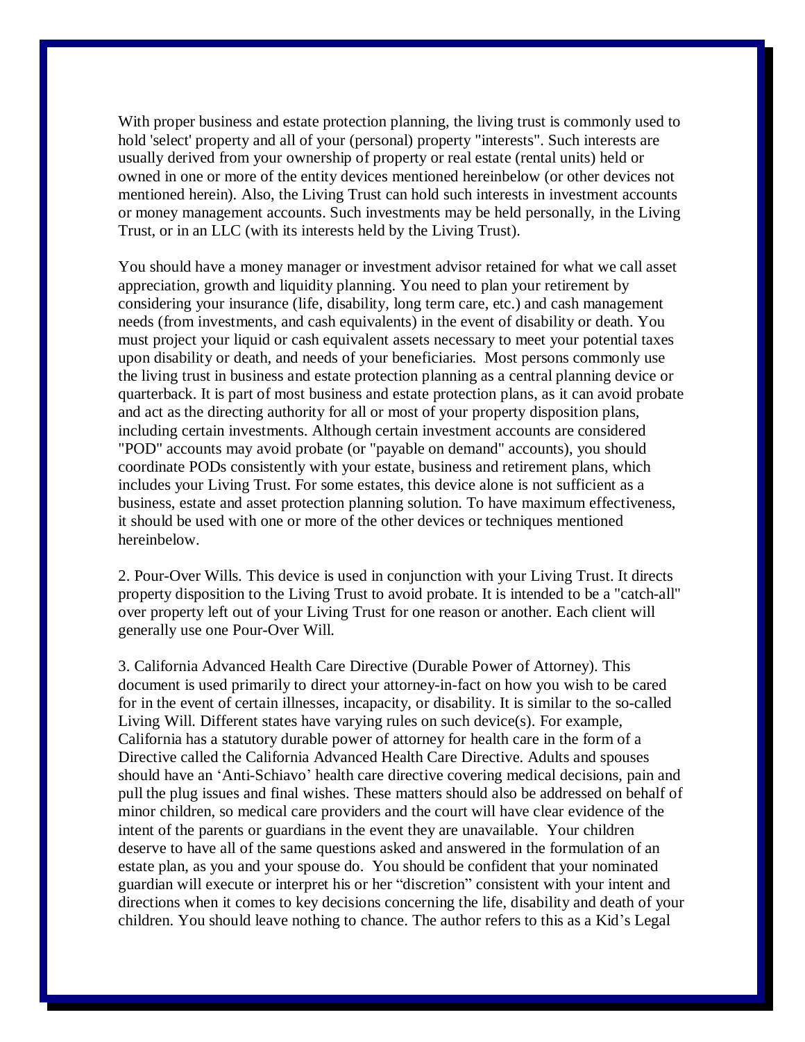With proper business and estate protection planning, the living trust is commonly used to hold 'select' property and all of your (personal) property "interests". Such interests are usually derived from your ownership of property or real estate (rental units) held or owned in one or more of the entity devices mentioned hereinbelow (or other devices not mentioned herein). Also, the Living Trust can hold such interests in investment accounts or money management accounts. Such investments may be held personally, in the Living Trust, or in an LLC (with its interests held by the Living Trust).

You should have a money manager or investment advisor retained for what we call asset appreciation, growth and liquidity planning. You need to plan your retirement by considering your insurance (life, disability, long term care, etc.) and cash management needs (from investments, and cash equivalents) in the event of disability or death. You must project your liquid or cash equivalent assets necessary to meet your potential taxes upon disability or death, and needs of your beneficiaries. Most persons commonly use the living trust in business and estate protection planning as a central planning device or quarterback. It is part of most business and estate protection plans, as it can avoid probate and act as the directing authority for all or most of your property disposition plans, including certain investments. Although certain investment accounts are considered "POD" accounts may avoid probate (or "payable on demand" accounts), you should coordinate PODs consistently with your estate, business and retirement plans, which includes your Living Trust. For some estates, this device alone is not sufficient as a business, estate and asset protection planning solution. To have maximum effectiveness, it should be used with one or more of the other devices or techniques mentioned hereinbelow.

2. Pour-Over Wills. This device is used in conjunction with your Living Trust. It directs property disposition to the Living Trust to avoid probate. It is intended to be a "catch-all" over property left out of your Living Trust for one reason or another. Each client will generally use one Pour-Over Will.

3. California Advanced Health Care Directive (Durable Power of Attorney). This document is used primarily to direct your attorney-in-fact on how you wish to be cared for in the event of certain illnesses, incapacity, or disability. It is similar to the so-called Living Will. Different states have varying rules on such device(s). For example, California has a statutory durable power of attorney for health care in the form of a Directive called the California Advanced Health Care Directive. Adults and spouses should have an 'Anti-Schiavo' health care directive covering medical decisions, pain and pull the plug issues and final wishes. These matters should also be addressed on behalf of minor children, so medical care providers and the court will have clear evidence of the intent of the parents or guardians in the event they are unavailable. Your children deserve to have all of the same questions asked and answered in the formulation of an estate plan, as you and your spouse do. You should be confident that your nominated guardian will execute or interpret his or her "discretion" consistent with your intent and directions when it comes to key decisions concerning the life, disability and death of your children. You should leave nothing to chance. The author refers to this as a Kid's Legal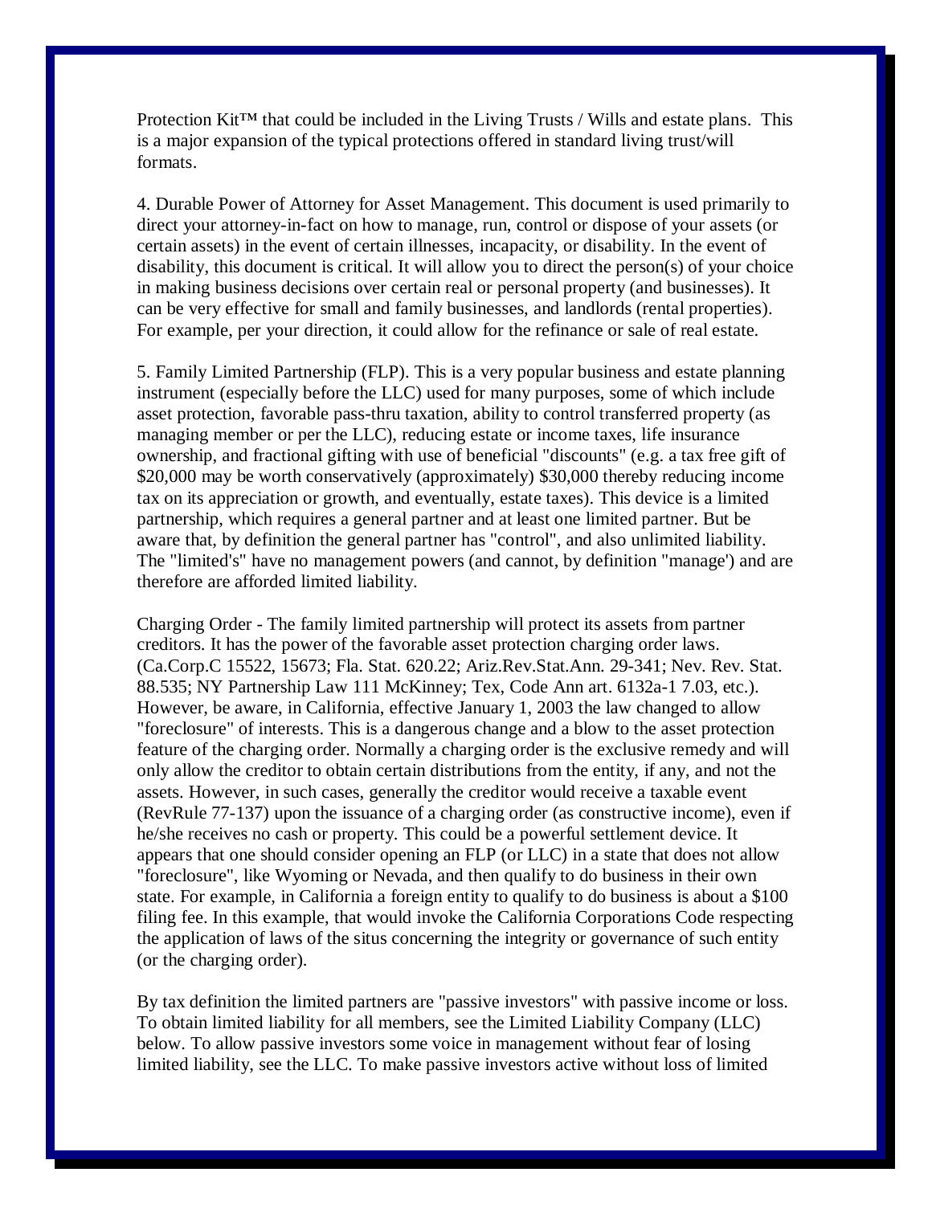Protection Kit™ that could be included in the Living Trusts / Wills and estate plans. This is a major expansion of the typical protections offered in standard living trust/will formats.

4. Durable Power of Attorney for Asset Management. This document is used primarily to direct your attorney-in-fact on how to manage, run, control or dispose of your assets (or certain assets) in the event of certain illnesses, incapacity, or disability. In the event of disability, this document is critical. It will allow you to direct the person(s) of your choice in making business decisions over certain real or personal property (and businesses). It can be very effective for small and family businesses, and landlords (rental properties). For example, per your direction, it could allow for the refinance or sale of real estate.

5. Family Limited Partnership (FLP). This is a very popular business and estate planning instrument (especially before the LLC) used for many purposes, some of which include asset protection, favorable pass-thru taxation, ability to control transferred property (as managing member or per the LLC), reducing estate or income taxes, life insurance ownership, and fractional gifting with use of beneficial "discounts" (e.g. a tax free gift of $20,000 may be worth conservatively (approximately) $30,000 thereby reducing income tax on its appreciation or growth, and eventually, estate taxes). This device is a limited partnership, which requires a general partner and at least one limited partner. But be aware that, by definition the general partner has "control", and also unlimited liability. The "limited's" have no management powers (and cannot, by definition "manage') and are therefore are afforded limited liability.

Charging Order - The family limited partnership will protect its assets from partner creditors. It has the power of the favorable asset protection charging order laws. (Ca.Corp.C 15522, 15673; Fla. Stat. 620.22; Ariz.Rev.Stat.Ann. 29-341; Nev. Rev. Stat. 88.535; NY Partnership Law 111 McKinney; Tex, Code Ann art. 6132a-1 7.03, etc.). However, be aware, in California, effective January 1, 2003 the law changed to allow "foreclosure" of interests. This is a dangerous change and a blow to the asset protection feature of the charging order. Normally a charging order is the exclusive remedy and will only allow the creditor to obtain certain distributions from the entity, if any, and not the assets. However, in such cases, generally the creditor would receive a taxable event (RevRule 77-137) upon the issuance of a charging order (as constructive income), even if he/she receives no cash or property. This could be a powerful settlement device. It appears that one should consider opening an FLP (or LLC) in a state that does not allow "foreclosure", like Wyoming or Nevada, and then qualify to do business in their own state. For example, in California a foreign entity to qualify to do business is about a $100 filing fee. In this example, that would invoke the California Corporations Code respecting the application of laws of the situs concerning the integrity or governance of such entity (or the charging order).

By tax definition the limited partners are "passive investors" with passive income or loss. To obtain limited liability for all members, see the Limited Liability Company (LLC) below. To allow passive investors some voice in management without fear of losing limited liability, see the LLC. To make passive investors active without loss of limited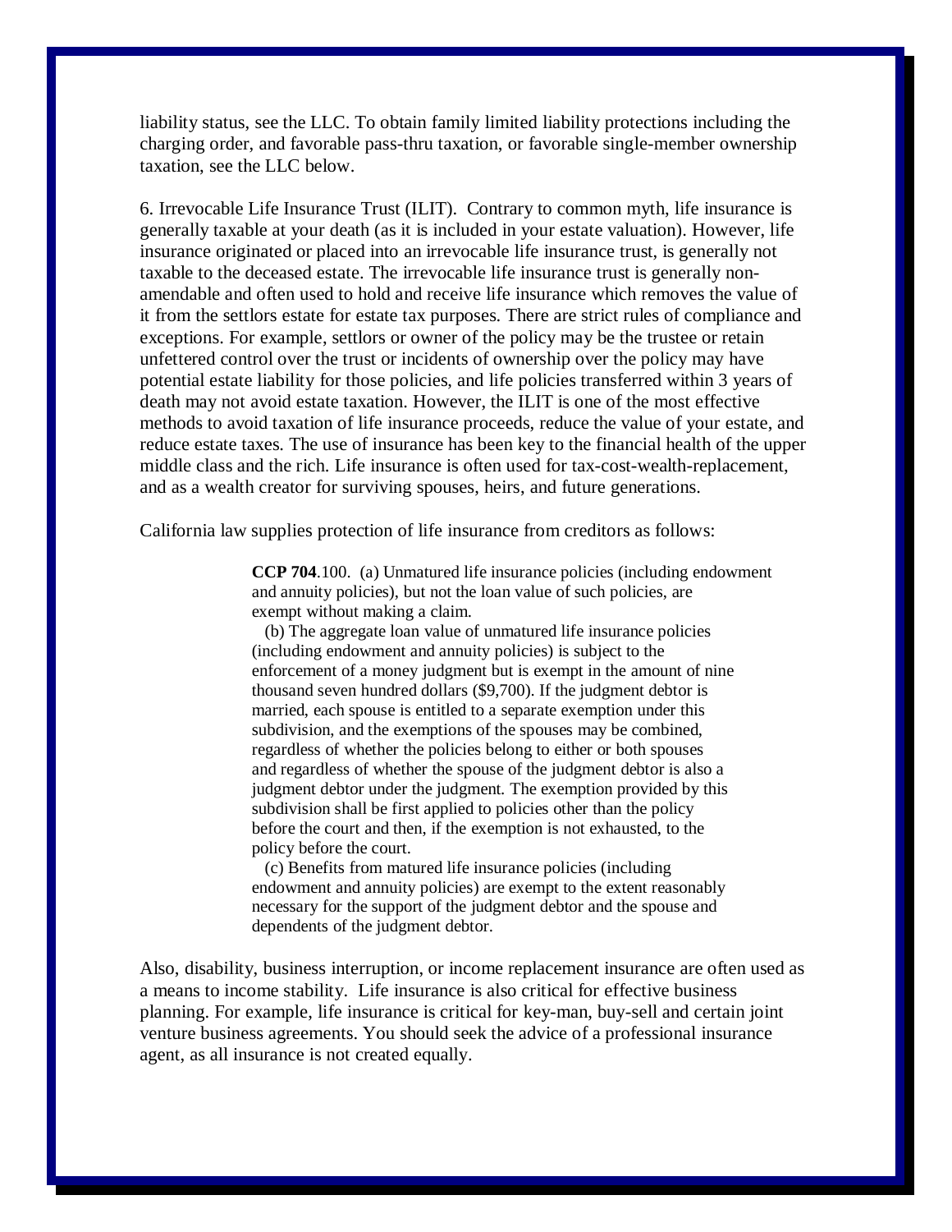liability status, see the LLC. To obtain family limited liability protections including the charging order, and favorable pass-thru taxation, or favorable single-member ownership taxation, see the LLC below.

6. Irrevocable Life Insurance Trust (ILIT). Contrary to common myth, life insurance is generally taxable at your death (as it is included in your estate valuation). However, life insurance originated or placed into an irrevocable life insurance trust, is generally not taxable to the deceased estate. The irrevocable life insurance trust is generally non-amendable and often used to hold and receive life insurance which removes the value of it from the settlors estate for estate tax purposes. There are strict rules of compliance and exceptions. For example, settlors or owner of the policy may be the trustee or retain unfettered control over the trust or incidents of ownership over the policy may have potential estate liability for those policies, and life policies transferred within 3 years of death may not avoid estate taxation. However, the ILIT is one of the most effective methods to avoid taxation of life insurance proceeds, reduce the value of your estate, and reduce estate taxes. The use of insurance has been key to the financial health of the upper middle class and the rich. Life insurance is often used for tax-cost-wealth-replacement, and as a wealth creator for surviving spouses, heirs, and future generations.

California law supplies protection of life insurance from creditors as follows:

> **CCP 704**.100. (a) Unmatured life insurance policies (including endowment and annuity policies), but not the loan value of such policies, are exempt without making a claim.
>
> (b) The aggregate loan value of unmatured life insurance policies (including endowment and annuity policies) is subject to the enforcement of a money judgment but is exempt in the amount of nine thousand seven hundred dollars ($9,700). If the judgment debtor is married, each spouse is entitled to a separate exemption under this subdivision, and the exemptions of the spouses may be combined, regardless of whether the policies belong to either or both spouses and regardless of whether the spouse of the judgment debtor is also a judgment debtor under the judgment. The exemption provided by this subdivision shall be first applied to policies other than the policy before the court and then, if the exemption is not exhausted, to the policy before the court.
>
> (c) Benefits from matured life insurance policies (including endowment and annuity policies) are exempt to the extent reasonably necessary for the support of the judgment debtor and the spouse and dependents of the judgment debtor.

Also, disability, business interruption, or income replacement insurance are often used as a means to income stability. Life insurance is also critical for effective business planning. For example, life insurance is critical for key-man, buy-sell and certain joint venture business agreements. You should seek the advice of a professional insurance agent, as all insurance is not created equally.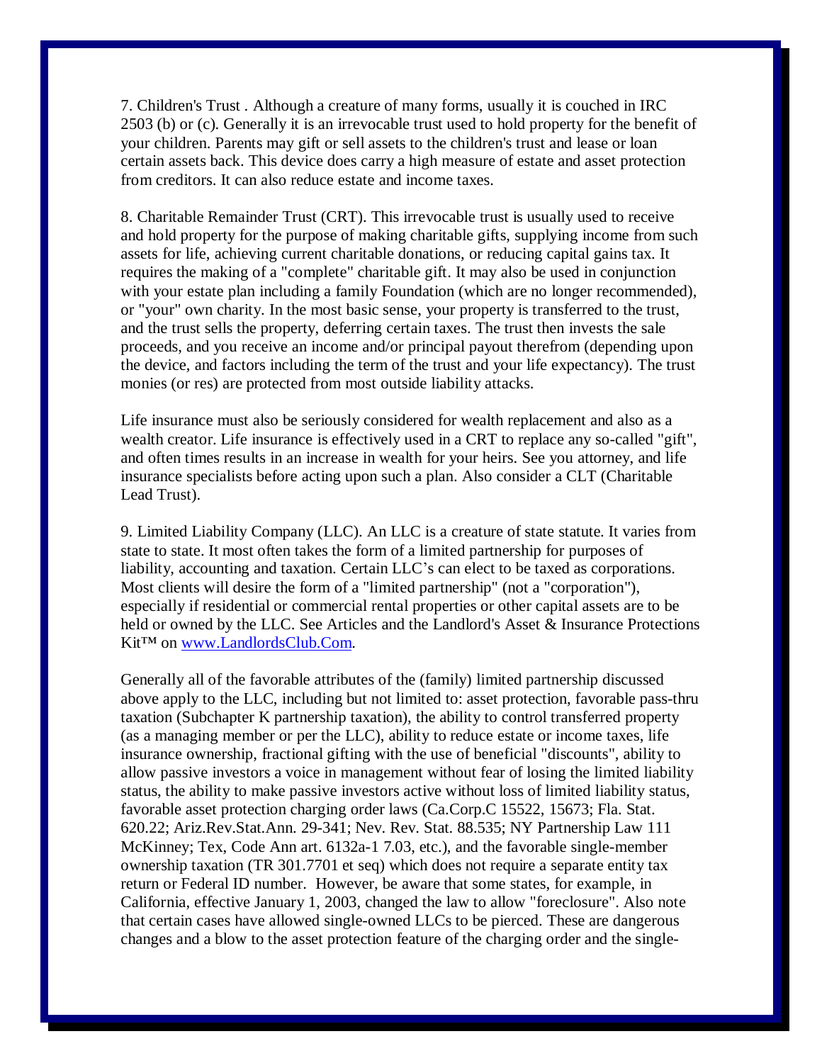7. Children's Trust . Although a creature of many forms, usually it is couched in IRC 2503 (b) or (c). Generally it is an irrevocable trust used to hold property for the benefit of your children. Parents may gift or sell assets to the children's trust and lease or loan certain assets back. This device does carry a high measure of estate and asset protection from creditors. It can also reduce estate and income taxes.

8. Charitable Remainder Trust (CRT). This irrevocable trust is usually used to receive and hold property for the purpose of making charitable gifts, supplying income from such assets for life, achieving current charitable donations, or reducing capital gains tax. It requires the making of a "complete" charitable gift. It may also be used in conjunction with your estate plan including a family Foundation (which are no longer recommended), or "your" own charity. In the most basic sense, your property is transferred to the trust, and the trust sells the property, deferring certain taxes. The trust then invests the sale proceeds, and you receive an income and/or principal payout therefrom (depending upon the device, and factors including the term of the trust and your life expectancy). The trust monies (or res) are protected from most outside liability attacks.

Life insurance must also be seriously considered for wealth replacement and also as a wealth creator. Life insurance is effectively used in a CRT to replace any so-called "gift", and often times results in an increase in wealth for your heirs. See you attorney, and life insurance specialists before acting upon such a plan. Also consider a CLT (Charitable Lead Trust).

9. Limited Liability Company (LLC). An LLC is a creature of state statute. It varies from state to state. It most often takes the form of a limited partnership for purposes of liability, accounting and taxation. Certain LLC's can elect to be taxed as corporations. Most clients will desire the form of a "limited partnership" (not a "corporation"), especially if residential or commercial rental properties or other capital assets are to be held or owned by the LLC. See Articles and the Landlord's Asset & Insurance Protections Kit™ on [www.LandlordsClub.Com](http://www.LandlordsClub.Com).

Generally all of the favorable attributes of the (family) limited partnership discussed above apply to the LLC, including but not limited to: asset protection, favorable pass-thru taxation (Subchapter K partnership taxation), the ability to control transferred property (as a managing member or per the LLC), ability to reduce estate or income taxes, life insurance ownership, fractional gifting with the use of beneficial "discounts", ability to allow passive investors a voice in management without fear of losing the limited liability status, the ability to make passive investors active without loss of limited liability status, favorable asset protection charging order laws (Ca.Corp.C 15522, 15673; Fla. Stat. 620.22; Ariz.Rev.Stat.Ann. 29-341; Nev. Rev. Stat. 88.535; NY Partnership Law 111 McKinney; Tex, Code Ann art. 6132a-1 7.03, etc.), and the favorable single-member ownership taxation (TR 301.7701 et seq) which does not require a separate entity tax return or Federal ID number. However, be aware that some states, for example, in California, effective January 1, 2003, changed the law to allow "foreclosure". Also note that certain cases have allowed single-owned LLCs to be pierced. These are dangerous changes and a blow to the asset protection feature of the charging order and the single-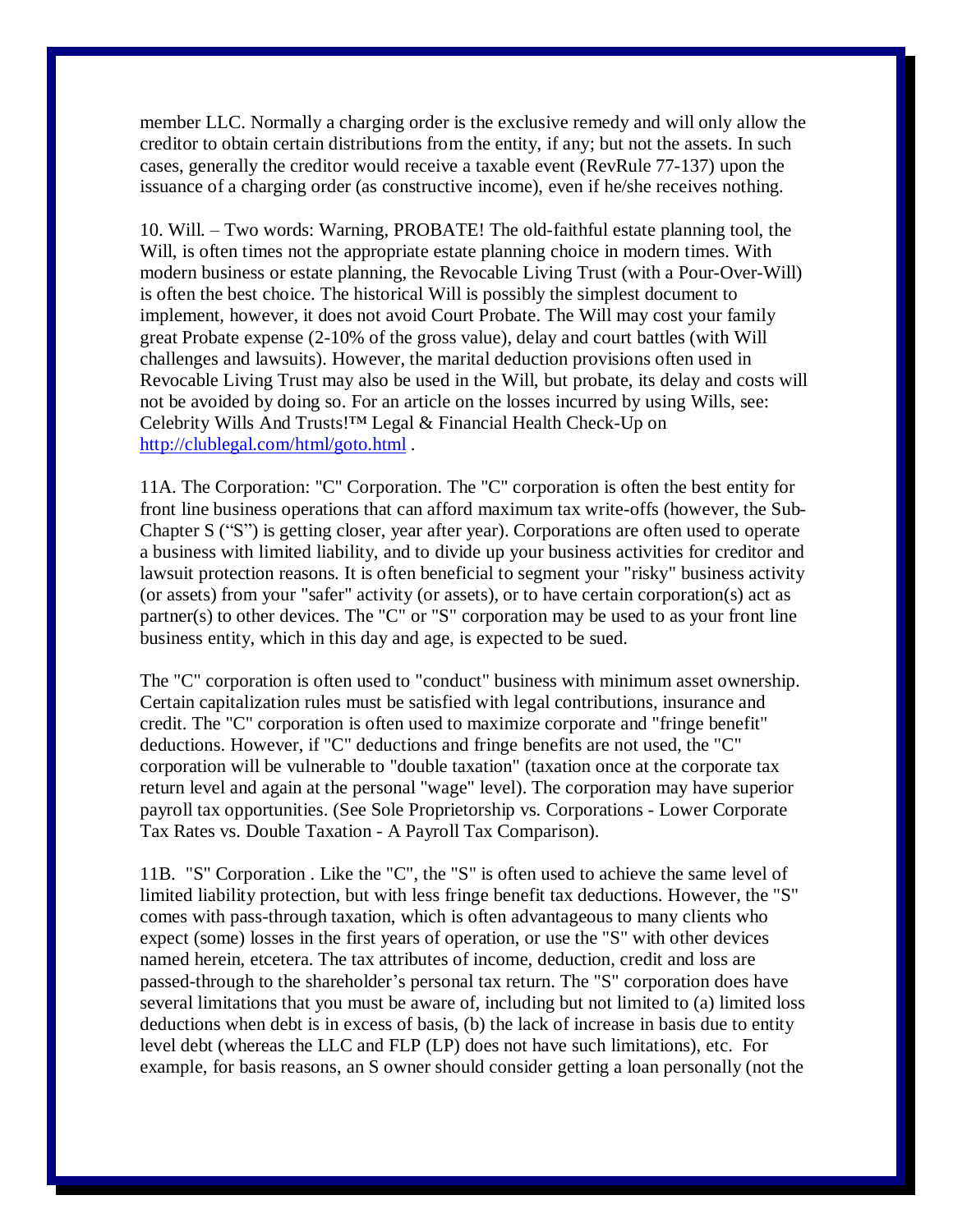member LLC. Normally a charging order is the exclusive remedy and will only allow the creditor to obtain certain distributions from the entity, if any; but not the assets. In such cases, generally the creditor would receive a taxable event (RevRule 77-137) upon the issuance of a charging order (as constructive income), even if he/she receives nothing.

10. Will. – Two words: Warning, PROBATE! The old-faithful estate planning tool, the Will, is often times not the appropriate estate planning choice in modern times. With modern business or estate planning, the Revocable Living Trust (with a Pour-Over-Will) is often the best choice. The historical Will is possibly the simplest document to implement, however, it does not avoid Court Probate. The Will may cost your family great Probate expense (2-10% of the gross value), delay and court battles (with Will challenges and lawsuits). However, the marital deduction provisions often used in Revocable Living Trust may also be used in the Will, but probate, its delay and costs will not be avoided by doing so. For an article on the losses incurred by using Wills, see: Celebrity Wills And Trusts!™ Legal & Financial Health Check-Up on [http://clublegal.com/html/goto.html](http://clublegal.com/html/goto.html) .

11A. The Corporation: "C" Corporation. The "C" corporation is often the best entity for front line business operations that can afford maximum tax write-offs (however, the Sub-Chapter S ("S") is getting closer, year after year). Corporations are often used to operate a business with limited liability, and to divide up your business activities for creditor and lawsuit protection reasons. It is often beneficial to segment your "risky" business activity (or assets) from your "safer" activity (or assets), or to have certain corporation(s) act as partner(s) to other devices. The "C" or "S" corporation may be used to as your front line business entity, which in this day and age, is expected to be sued.

The "C" corporation is often used to "conduct" business with minimum asset ownership. Certain capitalization rules must be satisfied with legal contributions, insurance and credit. The "C" corporation is often used to maximize corporate and "fringe benefit" deductions. However, if "C" deductions and fringe benefits are not used, the "C" corporation will be vulnerable to "double taxation" (taxation once at the corporate tax return level and again at the personal "wage" level). The corporation may have superior payroll tax opportunities. (See Sole Proprietorship vs. Corporations - Lower Corporate Tax Rates vs. Double Taxation - A Payroll Tax Comparison).

11B. "S" Corporation . Like the "C", the "S" is often used to achieve the same level of limited liability protection, but with less fringe benefit tax deductions. However, the "S" comes with pass-through taxation, which is often advantageous to many clients who expect (some) losses in the first years of operation, or use the "S" with other devices named herein, etcetera. The tax attributes of income, deduction, credit and loss are passed-through to the shareholder's personal tax return. The "S" corporation does have several limitations that you must be aware of, including but not limited to (a) limited loss deductions when debt is in excess of basis, (b) the lack of increase in basis due to entity level debt (whereas the LLC and FLP (LP) does not have such limitations), etc. For example, for basis reasons, an S owner should consider getting a loan personally (not the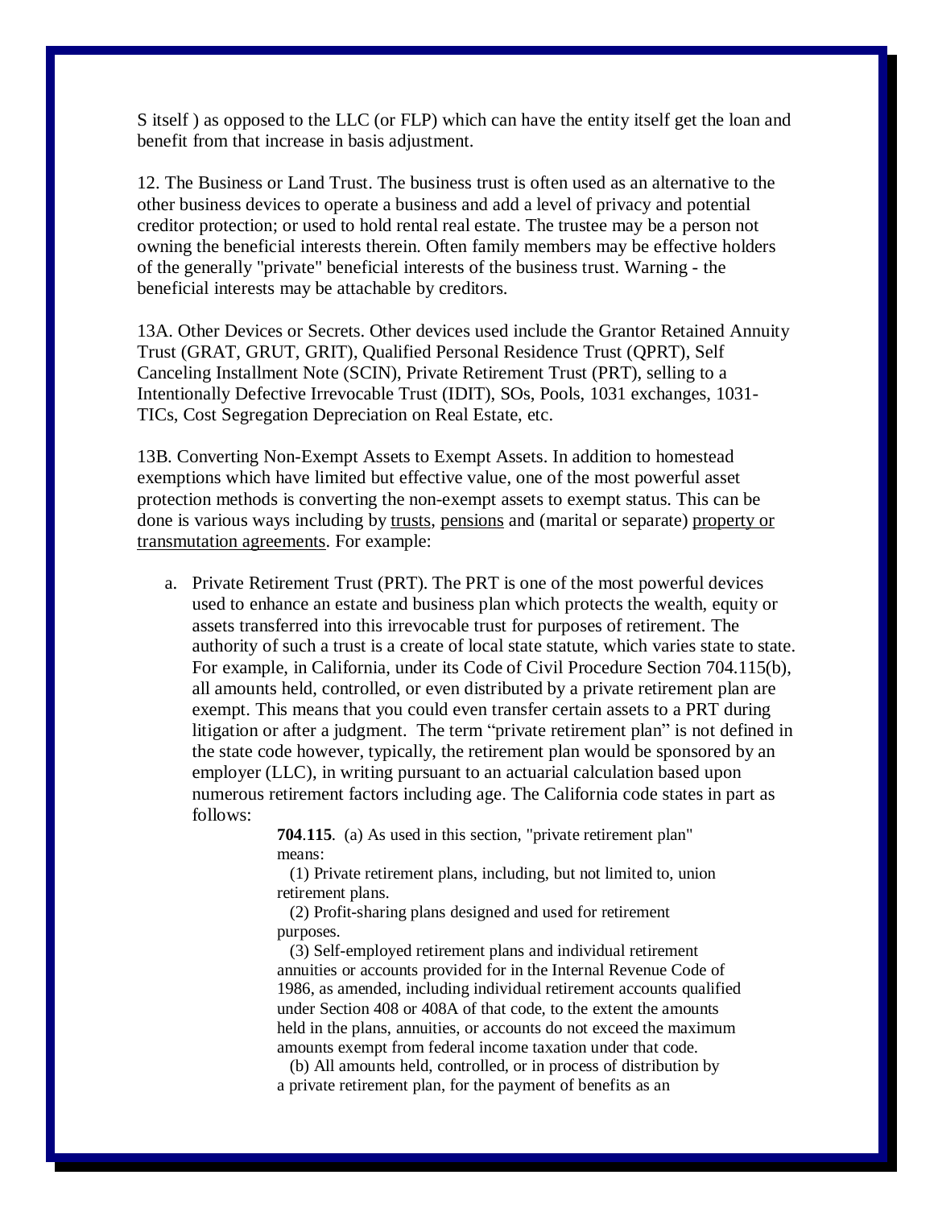S itself ) as opposed to the LLC (or FLP) which can have the entity itself get the loan and benefit from that increase in basis adjustment.

12. The Business or Land Trust. The business trust is often used as an alternative to the other business devices to operate a business and add a level of privacy and potential creditor protection; or used to hold rental real estate. The trustee may be a person not owning the beneficial interests therein. Often family members may be effective holders of the generally "private" beneficial interests of the business trust. Warning - the beneficial interests may be attachable by creditors.

13A. Other Devices or Secrets. Other devices used include the Grantor Retained Annuity Trust (GRAT, GRUT, GRIT), Qualified Personal Residence Trust (QPRT), Self Canceling Installment Note (SCIN), Private Retirement Trust (PRT), selling to a Intentionally Defective Irrevocable Trust (IDIT), SOs, Pools, 1031 exchanges, 1031-TICs, Cost Segregation Depreciation on Real Estate, etc.

13B. Converting Non-Exempt Assets to Exempt Assets. In addition to homestead exemptions which have limited but effective value, one of the most powerful asset protection methods is converting the non-exempt assets to exempt status. This can be done is various ways including by trusts, pensions and (marital or separate) property or transmutation agreements. For example:

a. Private Retirement Trust (PRT). The PRT is one of the most powerful devices used to enhance an estate and business plan which protects the wealth, equity or assets transferred into this irrevocable trust for purposes of retirement. The authority of such a trust is a create of local state statute, which varies state to state. For example, in California, under its Code of Civil Procedure Section 704.115(b), all amounts held, controlled, or even distributed by a private retirement plan are exempt. This means that you could even transfer certain assets to a PRT during litigation or after a judgment. The term "private retirement plan" is not defined in the state code however, typically, the retirement plan would be sponsored by an employer (LLC), in writing pursuant to an actuarial calculation based upon numerous retirement factors including age. The California code states in part as follows:

> **704.115**. (a) As used in this section, "private retirement plan" means:
>
> (1) Private retirement plans, including, but not limited to, union retirement plans.
>
> (2) Profit-sharing plans designed and used for retirement purposes.
>
> (3) Self-employed retirement plans and individual retirement annuities or accounts provided for in the Internal Revenue Code of 1986, as amended, including individual retirement accounts qualified under Section 408 or 408A of that code, to the extent the amounts held in the plans, annuities, or accounts do not exceed the maximum amounts exempt from federal income taxation under that code.
>
> (b) All amounts held, controlled, or in process of distribution by a private retirement plan, for the payment of benefits as an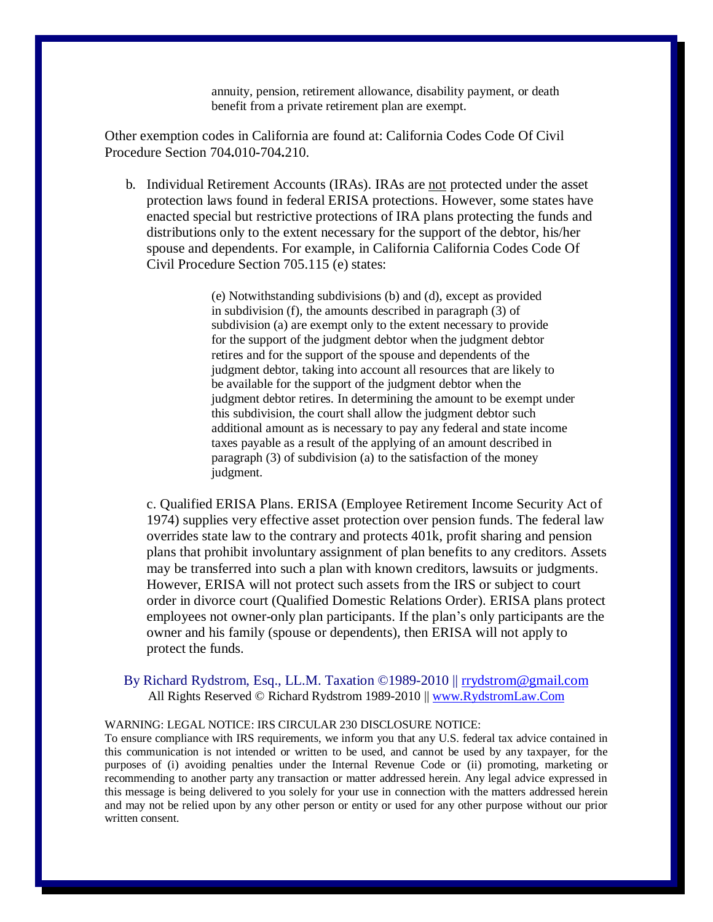> annuity, pension, retirement allowance, disability payment, or death benefit from a private retirement plan are exempt.

Other exemption codes in California are found at: California Codes Code Of Civil Procedure Section 704**.**010-704**.**210.

b. Individual Retirement Accounts (IRAs). IRAs are <u>not</u> protected under the asset protection laws found in federal ERISA protections. However, some states have enacted special but restrictive protections of IRA plans protecting the funds and distributions only to the extent necessary for the support of the debtor, his/her spouse and dependents. For example, in California California Codes Code Of Civil Procedure Section 705.115 (e) states:

> (e) Notwithstanding subdivisions (b) and (d), except as provided in subdivision (f), the amounts described in paragraph (3) of subdivision (a) are exempt only to the extent necessary to provide for the support of the judgment debtor when the judgment debtor retires and for the support of the spouse and dependents of the judgment debtor, taking into account all resources that are likely to be available for the support of the judgment debtor when the judgment debtor retires. In determining the amount to be exempt under this subdivision, the court shall allow the judgment debtor such additional amount as is necessary to pay any federal and state income taxes payable as a result of the applying of an amount described in paragraph (3) of subdivision (a) to the satisfaction of the money judgment.

c. Qualified ERISA Plans. ERISA (Employee Retirement Income Security Act of 1974) supplies very effective asset protection over pension funds. The federal law overrides state law to the contrary and protects 401k, profit sharing and pension plans that prohibit involuntary assignment of plan benefits to any creditors. Assets may be transferred into such a plan with known creditors, lawsuits or judgments. However, ERISA will not protect such assets from the IRS or subject to court order in divorce court (Qualified Domestic Relations Order). ERISA plans protect employees not owner-only plan participants. If the plan's only participants are the owner and his family (spouse or dependents), then ERISA will not apply to protect the funds.

By Richard Rydstrom, Esq., LL.M. Taxation ©1989-2010 || rrydstrom@gmail.com
All Rights Reserved © Richard Rydstrom 1989-2010 || www.RydstromLaw.Com

WARNING: LEGAL NOTICE: IRS CIRCULAR 230 DISCLOSURE NOTICE:
To ensure compliance with IRS requirements, we inform you that any U.S. federal tax advice contained in this communication is not intended or written to be used, and cannot be used by any taxpayer, for the purposes of (i) avoiding penalties under the Internal Revenue Code or (ii) promoting, marketing or recommending to another party any transaction or matter addressed herein. Any legal advice expressed in this message is being delivered to you solely for your use in connection with the matters addressed herein and may not be relied upon by any other person or entity or used for any other purpose without our prior written consent.